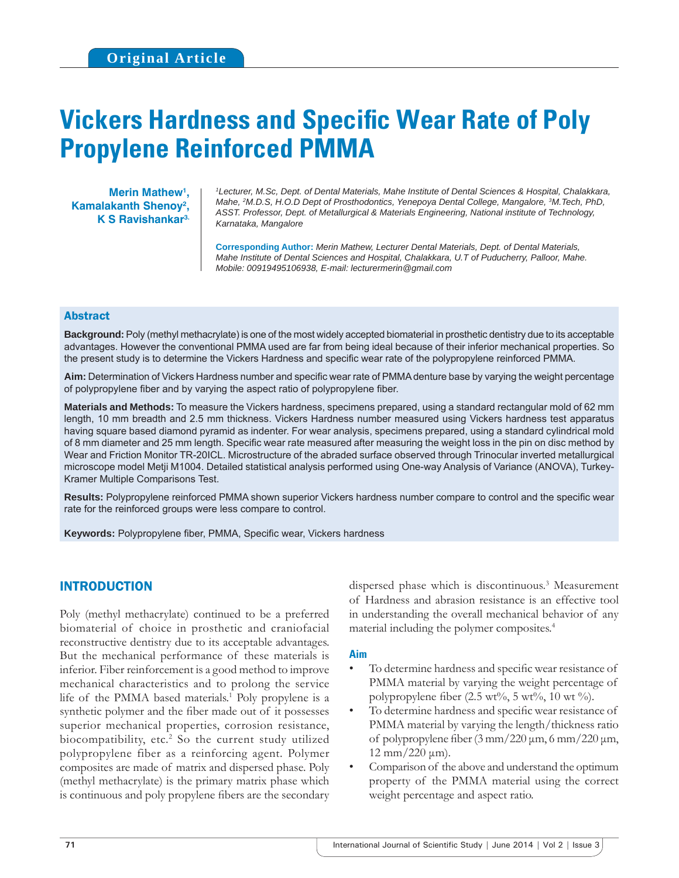Original Article

# Vickers Hardness and Specific Wear Rate of Poly Propylene Reinforced PMMA

**Merin Mathew[1], Kamalakanth Shenoy[2], K S Ravishankar[3]**

*[1]Lecturer, M.Sc, Dept. of Dental Materials, Mahe Institute of Dental Sciences & Hospital, Chalakkara, Mahe, [2]M.D.S, H.O.D Dept of Prosthodontics, Yenepoya Dental College, Mangalore, [3]M.Tech, PhD, ASST. Professor, Dept. of Metallurgical & Materials Engineering, National institute of Technology, Karnataka, Mangalore*

**Corresponding Author:** *Merin Mathew, Lecturer Dental Materials, Dept. of Dental Materials, Mahe Institute of Dental Sciences and Hospital, Chalakkara, U.T of Puducherry, Palloor, Mahe. Mobile: 00919495106938, E-mail: lecturermerin@gmail.com*

## Abstract

**Background:** Poly (methyl methacrylate) is one of the most widely accepted biomaterial in prosthetic dentistry due to its acceptable advantages. However the conventional PMMA used are far from being ideal because of their inferior mechanical properties. So the present study is to determine the Vickers Hardness and specific wear rate of the polypropylene reinforced PMMA.

**Aim:** Determination of Vickers Hardness number and specific wear rate of PMMA denture base by varying the weight percentage of polypropylene fiber and by varying the aspect ratio of polypropylene fiber.

**Materials and Methods:** To measure the Vickers hardness, specimens prepared, using a standard rectangular mold of 62 mm length, 10 mm breadth and 2.5 mm thickness. Vickers Hardness number measured using Vickers hardness test apparatus having square based diamond pyramid as indenter. For wear analysis, specimens prepared, using a standard cylindrical mold of 8 mm diameter and 25 mm length. Specific wear rate measured after measuring the weight loss in the pin on disc method by Wear and Friction Monitor TR-20ICL. Microstructure of the abraded surface observed through Trinocular inverted metallurgical microscope model Metji M1004. Detailed statistical analysis performed using One-way Analysis of Variance (ANOVA), Turkey-Kramer Multiple Comparisons Test.

**Results:** Polypropylene reinforced PMMA shown superior Vickers hardness number compare to control and the specific wear rate for the reinforced groups were less compare to control.

**Keywords:** Polypropylene fiber, PMMA, Specific wear, Vickers hardness

## INTRODUCTION

Poly (methyl methacrylate) continued to be a preferred biomaterial of choice in prosthetic and craniofacial reconstructive dentistry due to its acceptable advantages. But the mechanical performance of these materials is inferior. Fiber reinforcement is a good method to improve mechanical characteristics and to prolong the service life of the PMMA based materials.[1] Poly propylene is a synthetic polymer and the fiber made out of it possesses superior mechanical properties, corrosion resistance, biocompatibility, etc.[2] So the current study utilized polypropylene fiber as a reinforcing agent. Polymer composites are made of matrix and dispersed phase. Poly (methyl methacrylate) is the primary matrix phase which is continuous and poly propylene fibers are the secondary dispersed phase which is discontinuous.[3] Measurement of Hardness and abrasion resistance is an effective tool in understanding the overall mechanical behavior of any material including the polymer composites.[4]

### Aim

- To determine hardness and specific wear resistance of PMMA material by varying the weight percentage of polypropylene fiber (2.5 wt%, 5 wt%, 10 wt %).
- To determine hardness and specific wear resistance of PMMA material by varying the length/thickness ratio of polypropylene fiber (3 mm/220 µm, 6 mm/220 µm, 12 mm/220 µm).
- Comparison of the above and understand the optimum property of the PMMA material using the correct weight percentage and aspect ratio.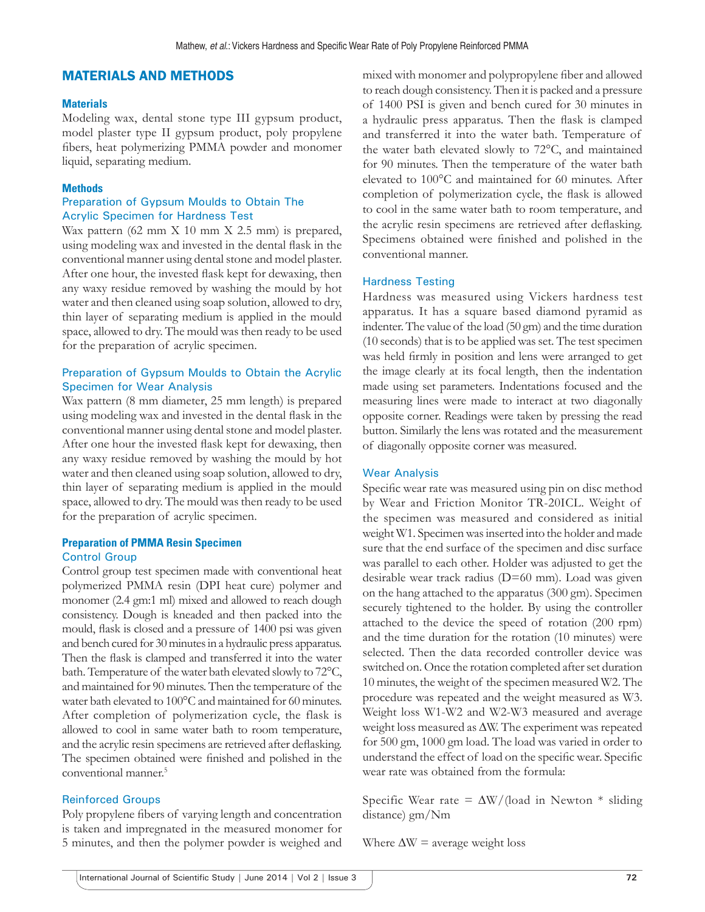## MATERIALS AND METHODS

### Materials

Modeling wax, dental stone type III gypsum product, model plaster type II gypsum product, poly propylene fibers, heat polymerizing PMMA powder and monomer liquid, separating medium.

### Methods

#### Preparation of Gypsum Moulds to Obtain The Acrylic Specimen for Hardness Test

Wax pattern (62 mm X 10 mm X 2.5 mm) is prepared, using modeling wax and invested in the dental flask in the conventional manner using dental stone and model plaster. After one hour, the invested flask kept for dewaxing, then any waxy residue removed by washing the mould by hot water and then cleaned using soap solution, allowed to dry, thin layer of separating medium is applied in the mould space, allowed to dry. The mould was then ready to be used for the preparation of acrylic specimen.

#### Preparation of Gypsum Moulds to Obtain the Acrylic Specimen for Wear Analysis

Wax pattern (8 mm diameter, 25 mm length) is prepared using modeling wax and invested in the dental flask in the conventional manner using dental stone and model plaster. After one hour the invested flask kept for dewaxing, then any waxy residue removed by washing the mould by hot water and then cleaned using soap solution, allowed to dry, thin layer of separating medium is applied in the mould space, allowed to dry. The mould was then ready to be used for the preparation of acrylic specimen.

### Preparation of PMMA Resin Specimen

#### Control Group

Control group test specimen made with conventional heat polymerized PMMA resin (DPI heat cure) polymer and monomer (2.4 gm:1 ml) mixed and allowed to reach dough consistency. Dough is kneaded and then packed into the mould, flask is closed and a pressure of 1400 psi was given and bench cured for 30 minutes in a hydraulic press apparatus. Then the flask is clamped and transferred it into the water bath. Temperature of the water bath elevated slowly to 72°C, and maintained for 90 minutes. Then the temperature of the water bath elevated to 100°C and maintained for 60 minutes. After completion of polymerization cycle, the flask is allowed to cool in same water bath to room temperature, and the acrylic resin specimens are retrieved after deflasking. The specimen obtained were finished and polished in the conventional manner.[5]

#### Reinforced Groups

Poly propylene fibers of varying length and concentration is taken and impregnated in the measured monomer for 5 minutes, and then the polymer powder is weighed and mixed with monomer and polypropylene fiber and allowed to reach dough consistency. Then it is packed and a pressure of 1400 PSI is given and bench cured for 30 minutes in a hydraulic press apparatus. Then the flask is clamped and transferred it into the water bath. Temperature of the water bath elevated slowly to 72°C, and maintained for 90 minutes. Then the temperature of the water bath elevated to 100°C and maintained for 60 minutes. After completion of polymerization cycle, the flask is allowed to cool in the same water bath to room temperature, and the acrylic resin specimens are retrieved after deflasking. Specimens obtained were finished and polished in the conventional manner.

#### Hardness Testing

Hardness was measured using Vickers hardness test apparatus. It has a square based diamond pyramid as indenter. The value of the load (50 gm) and the time duration (10 seconds) that is to be applied was set. The test specimen was held firmly in position and lens were arranged to get the image clearly at its focal length, then the indentation made using set parameters. Indentations focused and the measuring lines were made to interact at two diagonally opposite corner. Readings were taken by pressing the read button. Similarly the lens was rotated and the measurement of diagonally opposite corner was measured.

#### Wear Analysis

Specific wear rate was measured using pin on disc method by Wear and Friction Monitor TR-20ICL. Weight of the specimen was measured and considered as initial weight W1. Specimen was inserted into the holder and made sure that the end surface of the specimen and disc surface was parallel to each other. Holder was adjusted to get the desirable wear track radius (D=60 mm). Load was given on the hang attached to the apparatus (300 gm). Specimen securely tightened to the holder. By using the controller attached to the device the speed of rotation (200 rpm) and the time duration for the rotation (10 minutes) were selected. Then the data recorded controller device was switched on. Once the rotation completed after set duration 10 minutes, the weight of the specimen measured W2. The procedure was repeated and the weight measured as W3. Weight loss W1-W2 and W2-W3 measured and average weight loss measured as ΔW. The experiment was repeated for 500 gm, 1000 gm load. The load was varied in order to understand the effect of load on the specific wear. Specific wear rate was obtained from the formula:

Specific Wear rate = ΔW/(load in Newton * sliding distance) gm/Nm

Where ΔW = average weight loss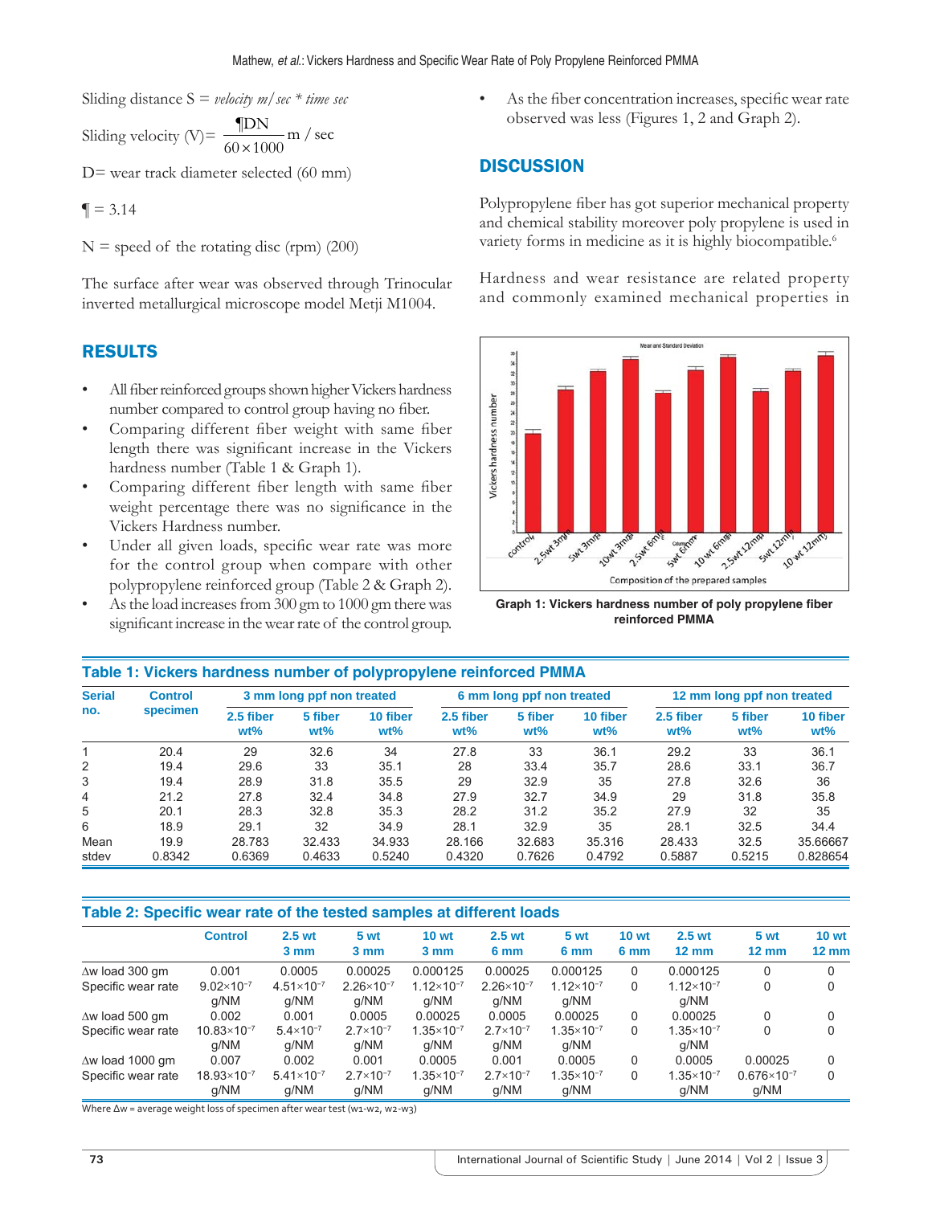Sliding distance S = *velocity m/sec * time sec*

Sliding velocity (V)= $\frac{\P DN}{60 \times 1000}$ m / sec

D= wear track diameter selected (60 mm)

¶ = 3.14

N = speed of the rotating disc (rpm) (200)

The surface after wear was observed through Trinocular inverted metallurgical microscope model Metji M1004.

## RESULTS

- All fiber reinforced groups shown higher Vickers hardness number compared to control group having no fiber.
- Comparing different fiber weight with same fiber length there was significant increase in the Vickers hardness number (Table 1 & Graph 1).
- Comparing different fiber length with same fiber weight percentage there was no significance in the Vickers Hardness number.
- Under all given loads, specific wear rate was more for the control group when compare with other polypropylene reinforced group (Table 2 & Graph 2).
- As the load increases from 300 gm to 1000 gm there was significant increase in the wear rate of the control group.
- As the fiber concentration increases, specific wear rate observed was less (Figures 1, 2 and Graph 2).

## DISCUSSION

Polypropylene fiber has got superior mechanical property and chemical stability moreover poly propylene is used in variety forms in medicine as it is highly biocompatible.[6]

Hardness and wear resistance are related property and commonly examined mechanical properties in

**Graph 1: Vickers hardness number of poly propylene fiber reinforced PMMA**

**Table 1: Vickers hardness number of polypropylene reinforced PMMA**

| Serial no. | Control specimen | 3 mm long ppf non treated | | | 6 mm long ppf non treated | | | 12 mm long ppf non treated | | |
|---|---|---|---|---|---|---|---|---|---|---|
| | | 2.5 fiber wt% | 5 fiber wt% | 10 fiber wt% | 2.5 fiber wt% | 5 fiber wt% | 10 fiber wt% | 2.5 fiber wt% | 5 fiber wt% | 10 fiber wt% |
| 1 | 20.4 | 29 | 32.6 | 34 | 27.8 | 33 | 36.1 | 29.2 | 33 | 36.1 |
| 2 | 19.4 | 29.6 | 33 | 35.1 | 28 | 33.4 | 35.7 | 28.6 | 33.1 | 36.7 |
| 3 | 19.4 | 28.9 | 31.8 | 35.5 | 29 | 32.9 | 35 | 27.8 | 32.6 | 36 |
| 4 | 21.2 | 27.8 | 32.4 | 34.8 | 27.9 | 32.7 | 34.9 | 29 | 31.8 | 35.8 |
| 5 | 20.1 | 28.3 | 32.8 | 35.3 | 28.2 | 31.2 | 35.2 | 27.9 | 32 | 35 |
| 6 | 18.9 | 29.1 | 32 | 34.9 | 28.1 | 32.9 | 35 | 28.1 | 32.5 | 34.4 |
| Mean | 19.9 | 28.783 | 32.433 | 34.933 | 28.166 | 32.683 | 35.316 | 28.433 | 32.5 | 35.66667 |
| stdev | 0.8342 | 0.6369 | 0.4633 | 0.5240 | 0.4320 | 0.7626 | 0.4792 | 0.5887 | 0.5215 | 0.828654 |

**Table 2: Specific wear rate of the tested samples at different loads**

| | Control | 2.5 wt 3 mm | 5 wt 3 mm | 10 wt 3 mm | 2.5 wt 6 mm | 5 wt 6 mm | 10 wt 6 mm | 2.5 wt 12 mm | 5 wt 12 mm | 10 wt 12 mm |
|---|---|---|---|---|---|---|---|---|---|---|
| Δw load 300 gm | 0.001 | 0.0005 | 0.00025 | 0.000125 | 0.00025 | 0.000125 | 0 | 0.000125 | 0 | 0 |
| Specific wear rate | $9.02\times10^{-7}$ g/NM | $4.51\times10^{-7}$ g/NM | $2.26\times10^{-7}$ g/NM | $1.12\times10^{-7}$ g/NM | $2.26\times10^{-7}$ g/NM | $1.12\times10^{-7}$ g/NM | 0 | $1.12\times10^{-7}$ g/NM | 0 | 0 |
| Δw load 500 gm | 0.002 | 0.001 | 0.0005 | 0.00025 | 0.0005 | 0.00025 | 0 | 0.00025 | 0 | 0 |
| Specific wear rate | $10.83\times10^{-7}$ g/NM | $5.4\times10^{-7}$ g/NM | $2.7\times10^{-7}$ g/NM | $1.35\times10^{-7}$ g/NM | $2.7\times10^{-7}$ g/NM | $1.35\times10^{-7}$ g/NM | 0 | $1.35\times10^{-7}$ g/NM | 0 | 0 |
| Δw load 1000 gm | 0.007 | 0.002 | 0.001 | 0.0005 | 0.001 | 0.0005 | 0 | 0.0005 | 0.00025 | 0 |
| Specific wear rate | $18.93\times10^{-7}$ g/NM | $5.41\times10^{-7}$ g/NM | $2.7\times10^{-7}$ g/NM | $1.35\times10^{-7}$ g/NM | $2.7\times10^{-7}$ g/NM | $1.35\times10^{-7}$ g/NM | 0 | $1.35\times10^{-7}$ g/NM | $0.676\times10^{-7}$ g/NM | 0 |

Where Δw = average weight loss of specimen after wear test ($w_1$-$w_2$, $w_2$-$w_3$)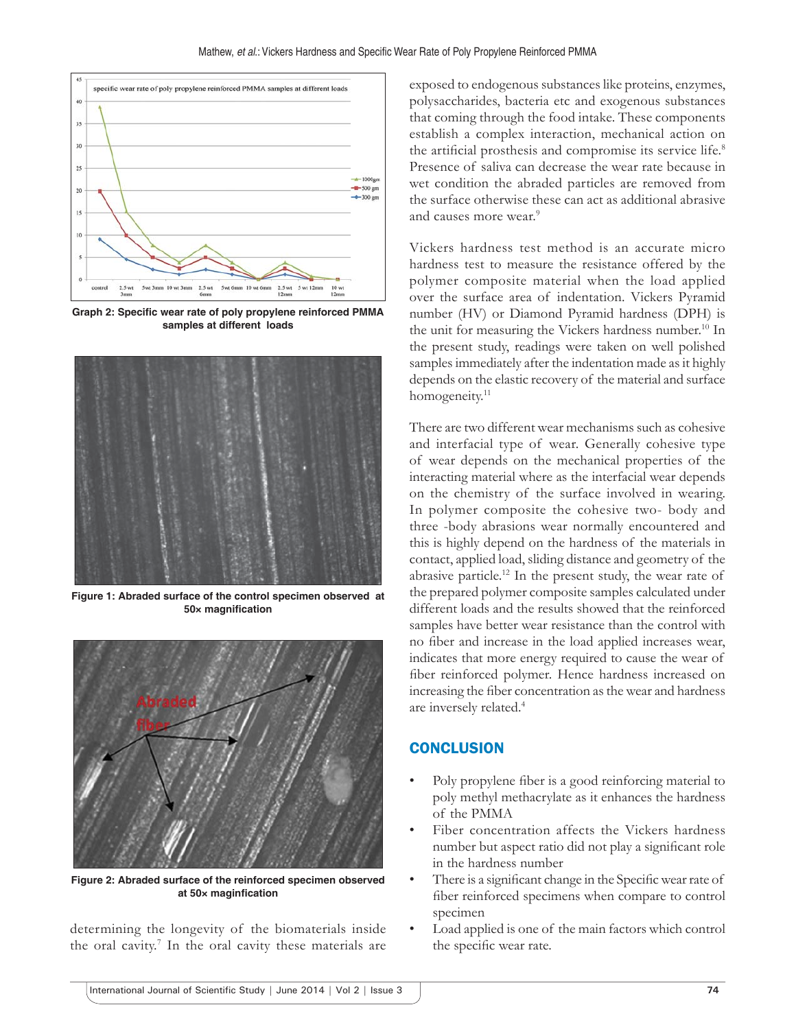Graph 2: Specific wear rate of poly propylene reinforced PMMA samples at different loads

Figure 1: Abraded surface of the control specimen observed at 50× magnification

Figure 2: Abraded surface of the reinforced specimen observed at 50× maginfication

determining the longevity of the biomaterials inside the oral cavity.[7] In the oral cavity these materials are exposed to endogenous substances like proteins, enzymes, polysaccharides, bacteria etc and exogenous substances that coming through the food intake. These components establish a complex interaction, mechanical action on the artificial prosthesis and compromise its service life.[8] Presence of saliva can decrease the wear rate because in wet condition the abraded particles are removed from the surface otherwise these can act as additional abrasive and causes more wear.[9]

Vickers hardness test method is an accurate micro hardness test to measure the resistance offered by the polymer composite material when the load applied over the surface area of indentation. Vickers Pyramid number (HV) or Diamond Pyramid hardness (DPH) is the unit for measuring the Vickers hardness number.[10] In the present study, readings were taken on well polished samples immediately after the indentation made as it highly depends on the elastic recovery of the material and surface homogeneity.[11]

There are two different wear mechanisms such as cohesive and interfacial type of wear. Generally cohesive type of wear depends on the mechanical properties of the interacting material where as the interfacial wear depends on the chemistry of the surface involved in wearing. In polymer composite the cohesive two- body and three -body abrasions wear normally encountered and this is highly depend on the hardness of the materials in contact, applied load, sliding distance and geometry of the abrasive particle.[12] In the present study, the wear rate of the prepared polymer composite samples calculated under different loads and the results showed that the reinforced samples have better wear resistance than the control with no fiber and increase in the load applied increases wear, indicates that more energy required to cause the wear of fiber reinforced polymer. Hence hardness increased on increasing the fiber concentration as the wear and hardness are inversely related.[4]

## CONCLUSION

- Poly propylene fiber is a good reinforcing material to poly methyl methacrylate as it enhances the hardness of the PMMA
- Fiber concentration affects the Vickers hardness number but aspect ratio did not play a significant role in the hardness number
- There is a significant change in the Specific wear rate of fiber reinforced specimens when compare to control specimen
- Load applied is one of the main factors which control the specific wear rate.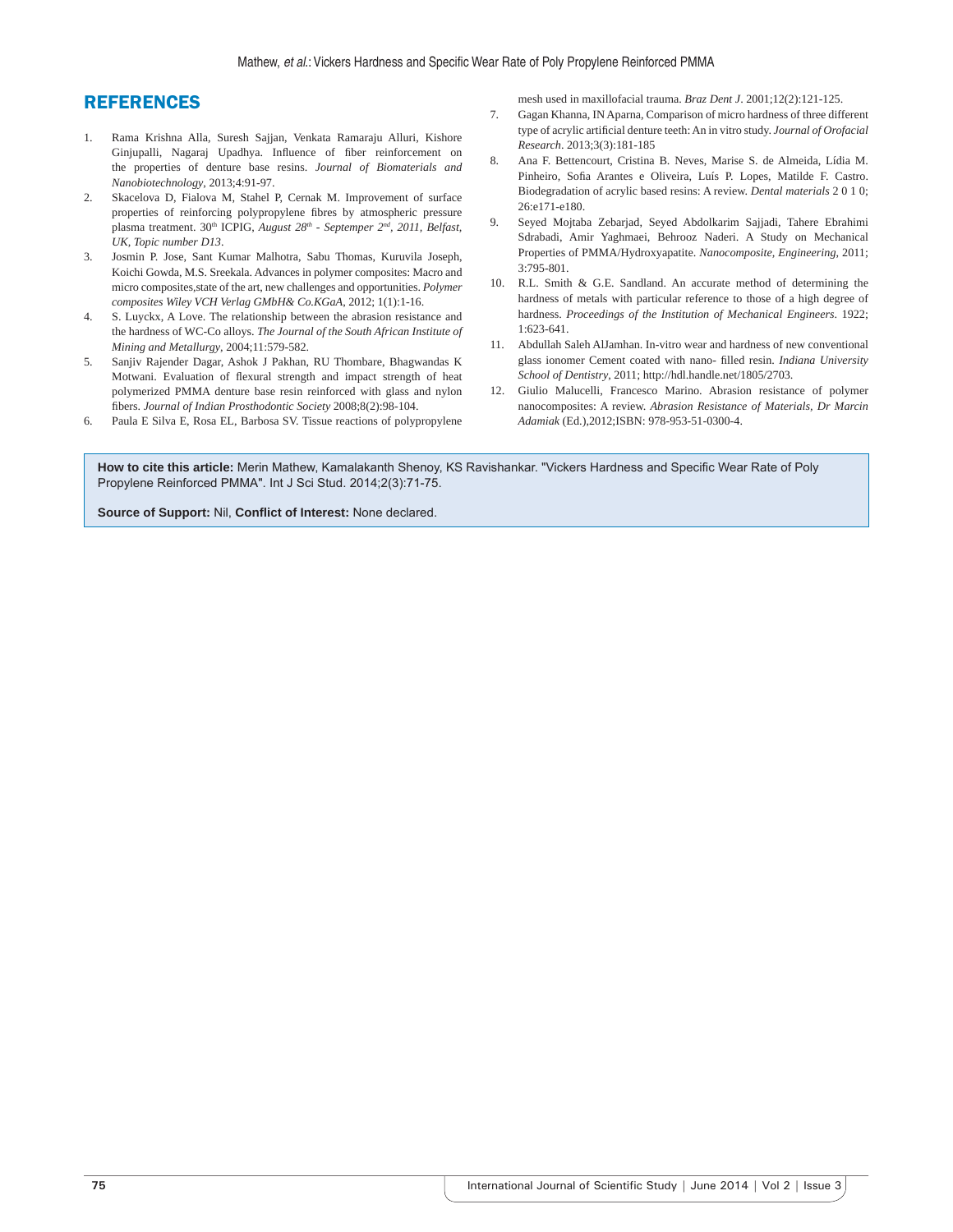## REFERENCES

1. Rama Krishna Alla, Suresh Sajjan, Venkata Ramaraju Alluri, Kishore Ginjupalli, Nagaraj Upadhya. Influence of fiber reinforcement on the properties of denture base resins. *Journal of Biomaterials and Nanobiotechnology*, 2013;4:91-97.
2. Skacelova D, Fialova M, Stahel P, Cernak M. Improvement of surface properties of reinforcing polypropylene fibres by atmospheric pressure plasma treatment. 30th ICPIG, *August 28th - Septemper 2nd, 2011, Belfast, UK, Topic number D13*.
3. Josmin P. Jose, Sant Kumar Malhotra, Sabu Thomas, Kuruvila Joseph, Koichi Gowda, M.S. Sreekala. Advances in polymer composites: Macro and micro composites,state of the art, new challenges and opportunities. *Polymer composites Wiley VCH Verlag GMbH& Co.KGaA*, 2012; 1(1):1-16.
4. S. Luyckx, A Love. The relationship between the abrasion resistance and the hardness of WC-Co alloys. *The Journal of the South African Institute of Mining and Metallurgy*, 2004;11:579-582.
5. Sanjiv Rajender Dagar, Ashok J Pakhan, RU Thombare, Bhagwandas K Motwani. Evaluation of flexural strength and impact strength of heat polymerized PMMA denture base resin reinforced with glass and nylon fibers. *Journal of Indian Prosthodontic Society* 2008;8(2):98-104.
6. Paula E Silva E, Rosa EL, Barbosa SV. Tissue reactions of polypropylene mesh used in maxillofacial trauma. *Braz Dent J*. 2001;12(2):121-125.
7. Gagan Khanna, IN Aparna, Comparison of micro hardness of three different type of acrylic artificial denture teeth: An in vitro study. *Journal of Orofacial Research*. 2013;3(3):181-185
8. Ana F. Bettencourt, Cristina B. Neves, Marise S. de Almeida, Lídia M. Pinheiro, Sofia Arantes e Oliveira, Luís P. Lopes, Matilde F. Castro. Biodegradation of acrylic based resins: A review. *Dental materials* 2 0 1 0; 26:e171-e180.
9. Seyed Mojtaba Zebarjad, Seyed Abdolkarim Sajjadi, Tahere Ebrahimi Sdrabadi, Amir Yaghmaei, Behrooz Naderi. A Study on Mechanical Properties of PMMA/Hydroxyapatite. *Nanocomposite, Engineering*, 2011; 3:795-801.
10. R.L. Smith & G.E. Sandland. An accurate method of determining the hardness of metals with particular reference to those of a high degree of hardness. *Proceedings of the Institution of Mechanical Engineers*. 1922; 1:623-641.
11. Abdullah Saleh AlJamhan. In-vitro wear and hardness of new conventional glass ionomer Cement coated with nano- filled resin. *Indiana University School of Dentistry*, 2011; http://hdl.handle.net/1805/2703.
12. Giulio Malucelli, Francesco Marino. Abrasion resistance of polymer nanocomposites: A review. *Abrasion Resistance of Materials, Dr Marcin Adamiak* (Ed.),2012;ISBN: 978-953-51-0300-4.

**How to cite this article:** Merin Mathew, Kamalakanth Shenoy, KS Ravishankar. "Vickers Hardness and Specific Wear Rate of Poly Propylene Reinforced PMMA". Int J Sci Stud. 2014;2(3):71-75.

**Source of Support:** Nil, **Conflict of Interest:** None declared.